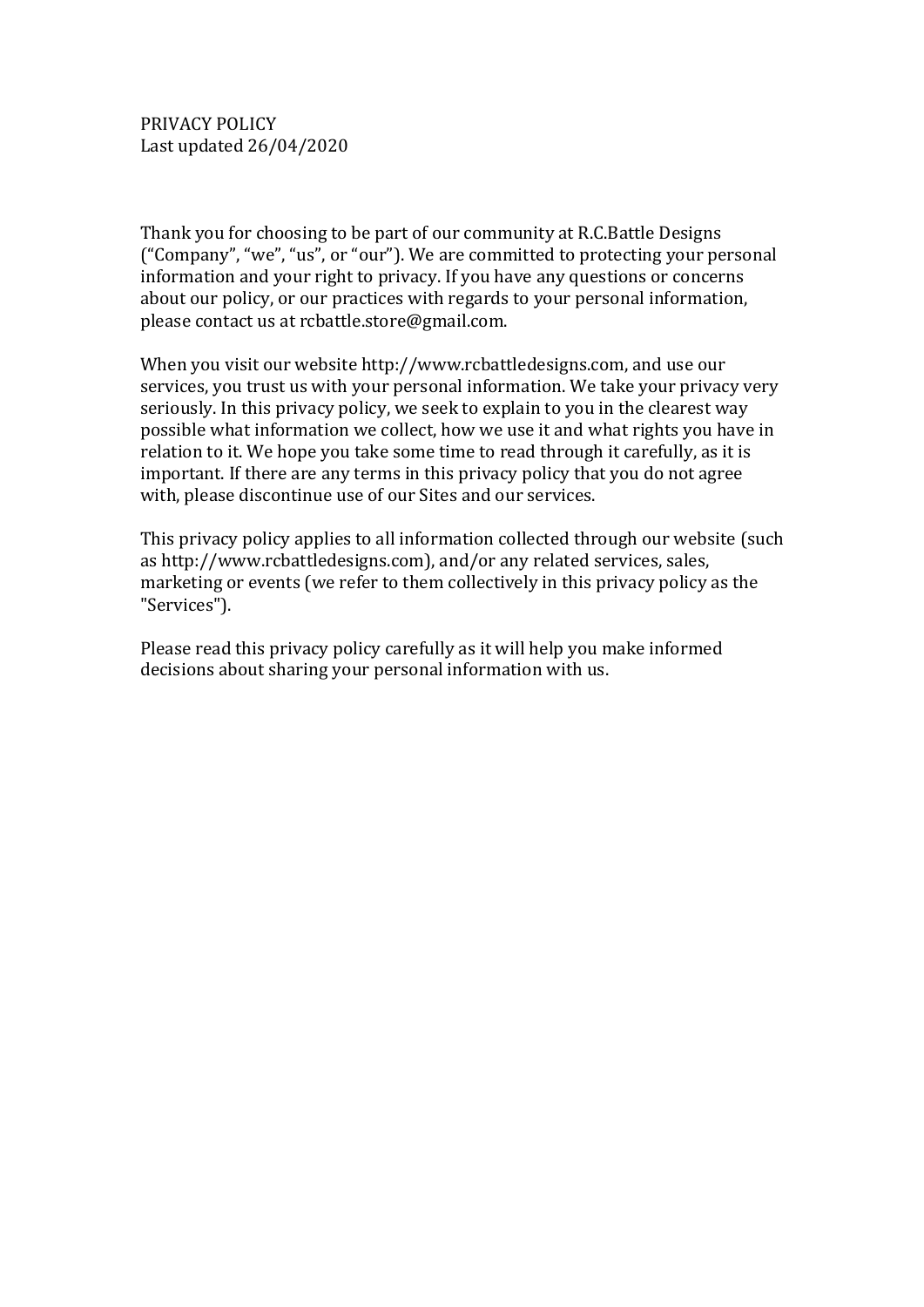# PRIVACY POLICY

Last updated 26/04/2020

Thank you for choosing to be part of our community at R.C.Battle Designs ("Company", "we", "us", or "our"). We are committed to protecting your personal information and your right to privacy. If you have any questions or concerns about our policy, or our practices with regards to your personal information, please contact us at rcbattle.store@gmail.com.

When you visit our website http://www.rcbattledesigns.com, and use our services, you trust us with your personal information. We take your privacy very seriously. In this privacy policy, we seek to explain to you in the clearest way possible what information we collect, how we use it and what rights you have in relation to it. We hope you take some time to read through it carefully, as it is important. If there are any terms in this privacy policy that you do not agree with, please discontinue use of our Sites and our services.

This privacy policy applies to all information collected through our website (such as http://www.rcbattledesigns.com), and/or any related services, sales, marketing or events (we refer to them collectively in this privacy policy as the "Services").

Please read this privacy policy carefully as it will help you make informed decisions about sharing your personal information with us.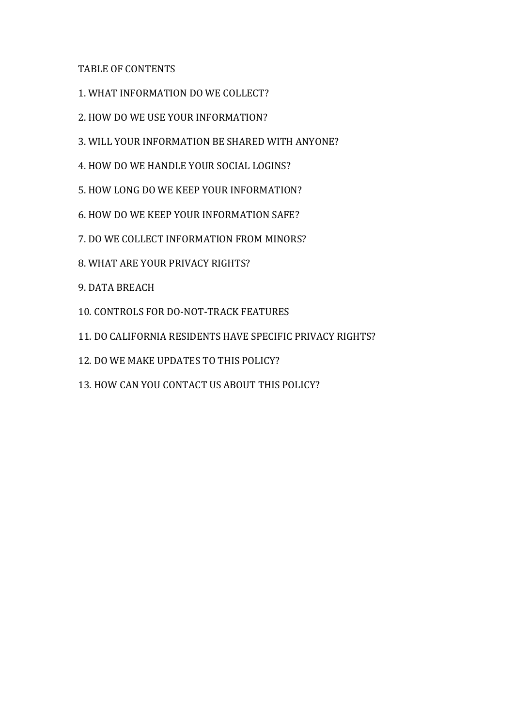## TABLE OF CONTENTS

1. WHAT INFORMATION DO WE COLLECT?

2. HOW DO WE USE YOUR INFORMATION?

3. WILL YOUR INFORMATION BE SHARED WITH ANYONE?

4. HOW DO WE HANDLE YOUR SOCIAL LOGINS?

5. HOW LONG DO WE KEEP YOUR INFORMATION?

6. HOW DO WE KEEP YOUR INFORMATION SAFE?

7. DO WE COLLECT INFORMATION FROM MINORS?

8. WHAT ARE YOUR PRIVACY RIGHTS?

9. DATA BREACH

10. CONTROLS FOR DO-NOT-TRACK FEATURES

11. DO CALIFORNIA RESIDENTS HAVE SPECIFIC PRIVACY RIGHTS?

12. DO WE MAKE UPDATES TO THIS POLICY?

13. HOW CAN YOU CONTACT US ABOUT THIS POLICY?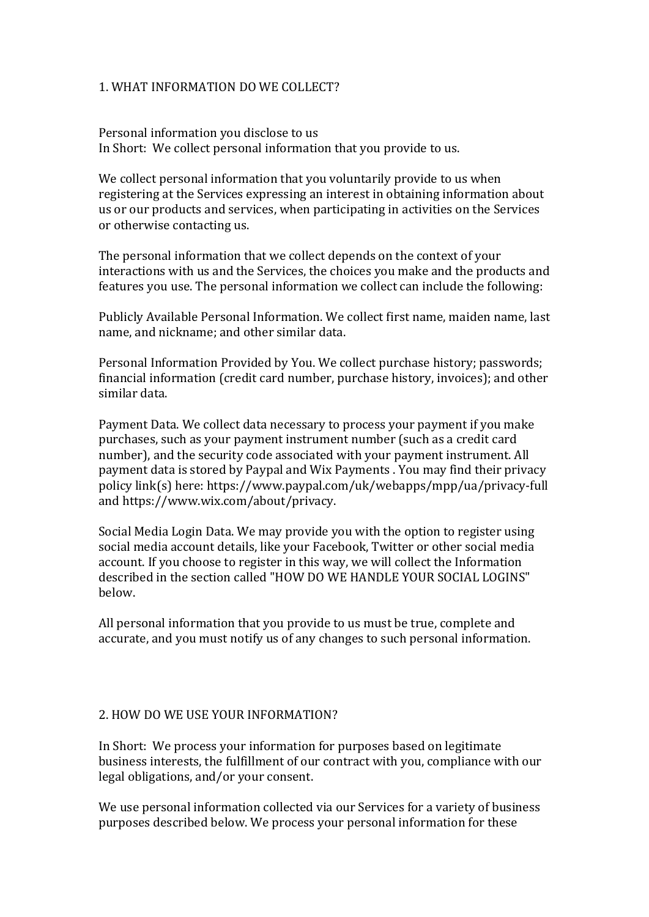## 1. WHAT INFORMATION DO WE COLLECT?

Personal information you disclose to us
In Short: We collect personal information that you provide to us.

We collect personal information that you voluntarily provide to us when registering at the Services expressing an interest in obtaining information about us or our products and services, when participating in activities on the Services or otherwise contacting us.

The personal information that we collect depends on the context of your interactions with us and the Services, the choices you make and the products and features you use. The personal information we collect can include the following:

Publicly Available Personal Information. We collect first name, maiden name, last name, and nickname; and other similar data.

Personal Information Provided by You. We collect purchase history; passwords; financial information (credit card number, purchase history, invoices); and other similar data.

Payment Data. We collect data necessary to process your payment if you make purchases, such as your payment instrument number (such as a credit card number), and the security code associated with your payment instrument. All payment data is stored by Paypal and Wix Payments . You may find their privacy policy link(s) here: https://www.paypal.com/uk/webapps/mpp/ua/privacy-full and https://www.wix.com/about/privacy.

Social Media Login Data. We may provide you with the option to register using social media account details, like your Facebook, Twitter or other social media account. If you choose to register in this way, we will collect the Information described in the section called "HOW DO WE HANDLE YOUR SOCIAL LOGINS" below.

All personal information that you provide to us must be true, complete and accurate, and you must notify us of any changes to such personal information.

## 2. HOW DO WE USE YOUR INFORMATION?

In Short: We process your information for purposes based on legitimate business interests, the fulfillment of our contract with you, compliance with our legal obligations, and/or your consent.

We use personal information collected via our Services for a variety of business purposes described below. We process your personal information for these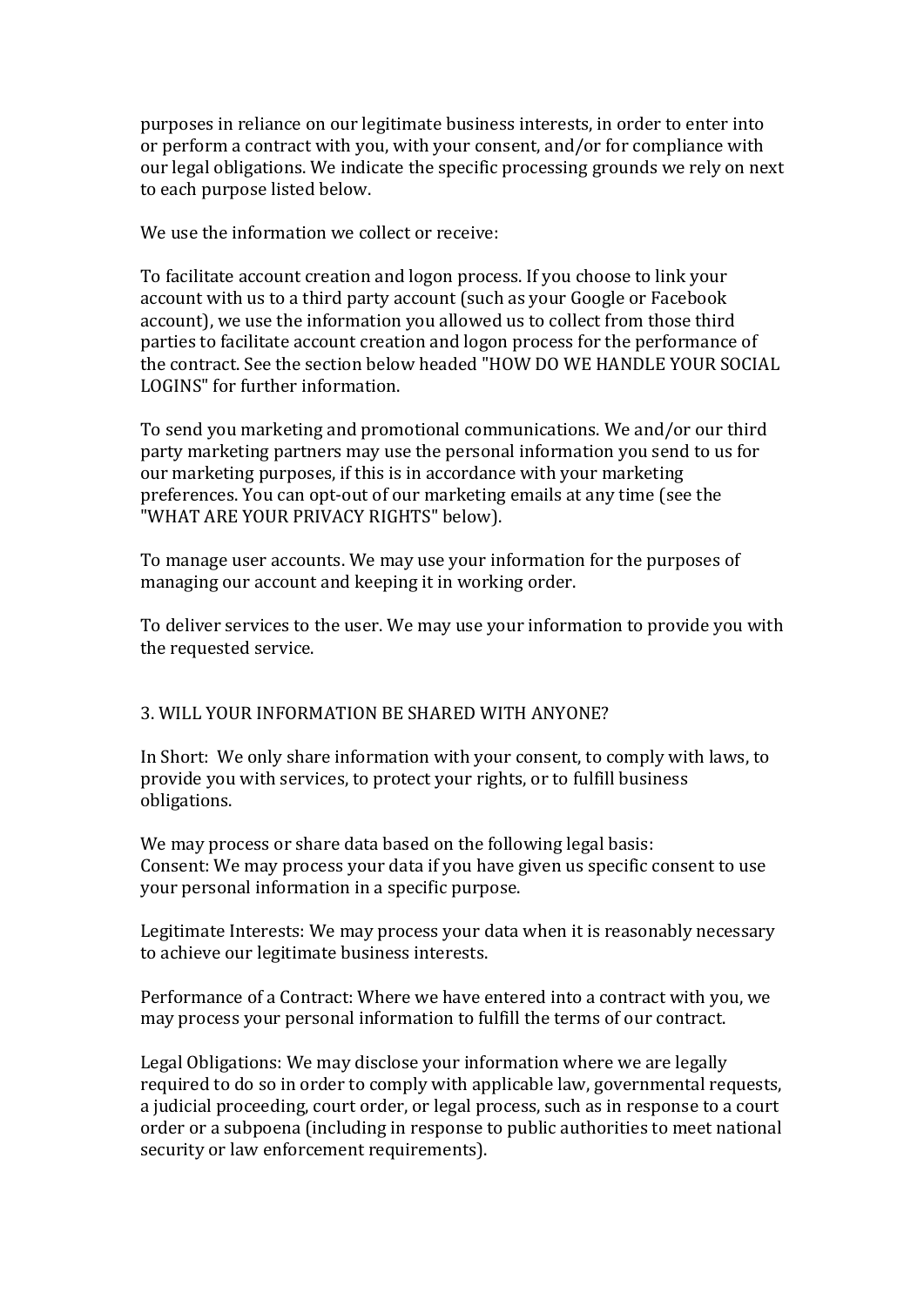purposes in reliance on our legitimate business interests, in order to enter into or perform a contract with you, with your consent, and/or for compliance with our legal obligations. We indicate the specific processing grounds we rely on next to each purpose listed below.

We use the information we collect or receive:

To facilitate account creation and logon process. If you choose to link your account with us to a third party account (such as your Google or Facebook account), we use the information you allowed us to collect from those third parties to facilitate account creation and logon process for the performance of the contract. See the section below headed "HOW DO WE HANDLE YOUR SOCIAL LOGINS" for further information.

To send you marketing and promotional communications. We and/or our third party marketing partners may use the personal information you send to us for our marketing purposes, if this is in accordance with your marketing preferences. You can opt-out of our marketing emails at any time (see the "WHAT ARE YOUR PRIVACY RIGHTS" below).

To manage user accounts. We may use your information for the purposes of managing our account and keeping it in working order.

To deliver services to the user. We may use your information to provide you with the requested service.

## 3. WILL YOUR INFORMATION BE SHARED WITH ANYONE?

In Short: We only share information with your consent, to comply with laws, to provide you with services, to protect your rights, or to fulfill business obligations.

We may process or share data based on the following legal basis:
Consent: We may process your data if you have given us specific consent to use your personal information in a specific purpose.

Legitimate Interests: We may process your data when it is reasonably necessary to achieve our legitimate business interests.

Performance of a Contract: Where we have entered into a contract with you, we may process your personal information to fulfill the terms of our contract.

Legal Obligations: We may disclose your information where we are legally required to do so in order to comply with applicable law, governmental requests, a judicial proceeding, court order, or legal process, such as in response to a court order or a subpoena (including in response to public authorities to meet national security or law enforcement requirements).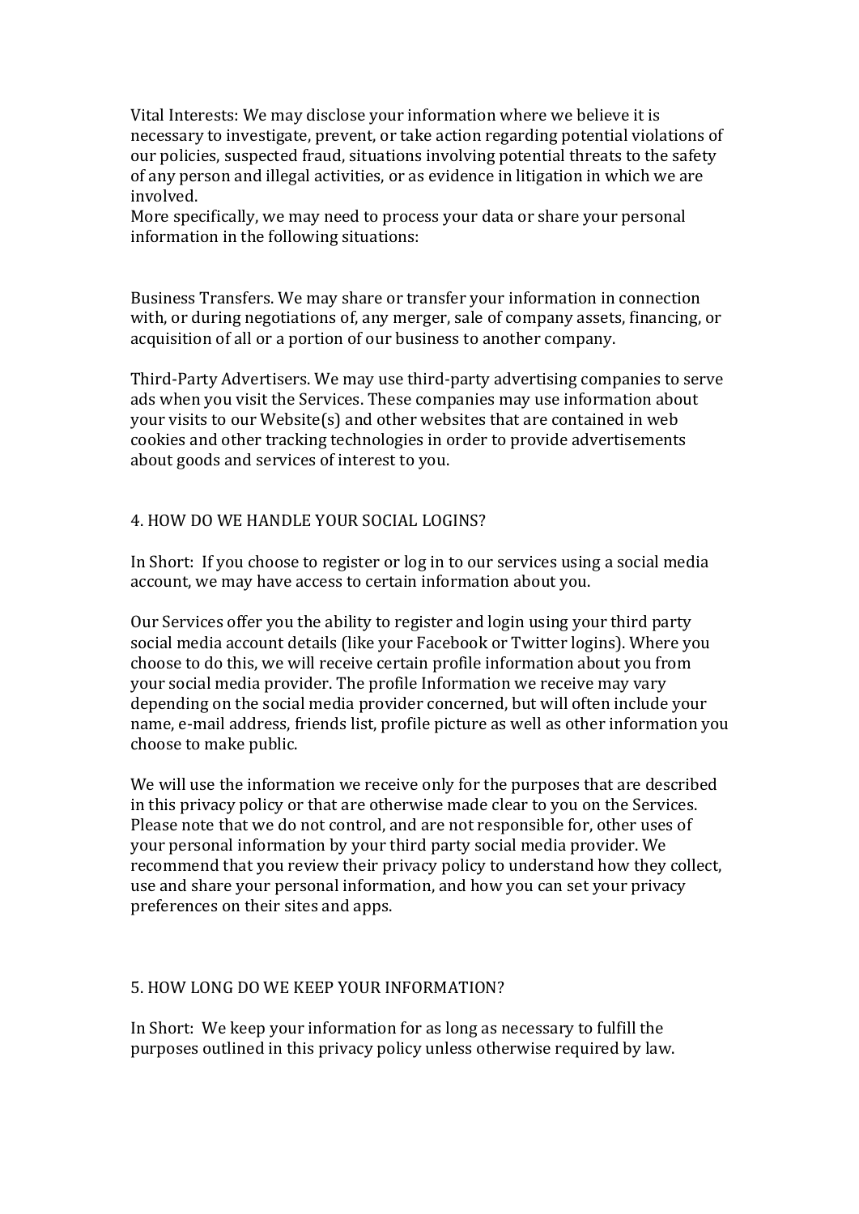Vital Interests: We may disclose your information where we believe it is necessary to investigate, prevent, or take action regarding potential violations of our policies, suspected fraud, situations involving potential threats to the safety of any person and illegal activities, or as evidence in litigation in which we are involved.
More specifically, we may need to process your data or share your personal information in the following situations:

Business Transfers. We may share or transfer your information in connection with, or during negotiations of, any merger, sale of company assets, financing, or acquisition of all or a portion of our business to another company.

Third-Party Advertisers. We may use third-party advertising companies to serve ads when you visit the Services. These companies may use information about your visits to our Website(s) and other websites that are contained in web cookies and other tracking technologies in order to provide advertisements about goods and services of interest to you.

## 4. HOW DO WE HANDLE YOUR SOCIAL LOGINS?

In Short: If you choose to register or log in to our services using a social media account, we may have access to certain information about you.

Our Services offer you the ability to register and login using your third party social media account details (like your Facebook or Twitter logins). Where you choose to do this, we will receive certain profile information about you from your social media provider. The profile Information we receive may vary depending on the social media provider concerned, but will often include your name, e-mail address, friends list, profile picture as well as other information you choose to make public.

We will use the information we receive only for the purposes that are described in this privacy policy or that are otherwise made clear to you on the Services. Please note that we do not control, and are not responsible for, other uses of your personal information by your third party social media provider. We recommend that you review their privacy policy to understand how they collect, use and share your personal information, and how you can set your privacy preferences on their sites and apps.

## 5. HOW LONG DO WE KEEP YOUR INFORMATION?

In Short: We keep your information for as long as necessary to fulfill the purposes outlined in this privacy policy unless otherwise required by law.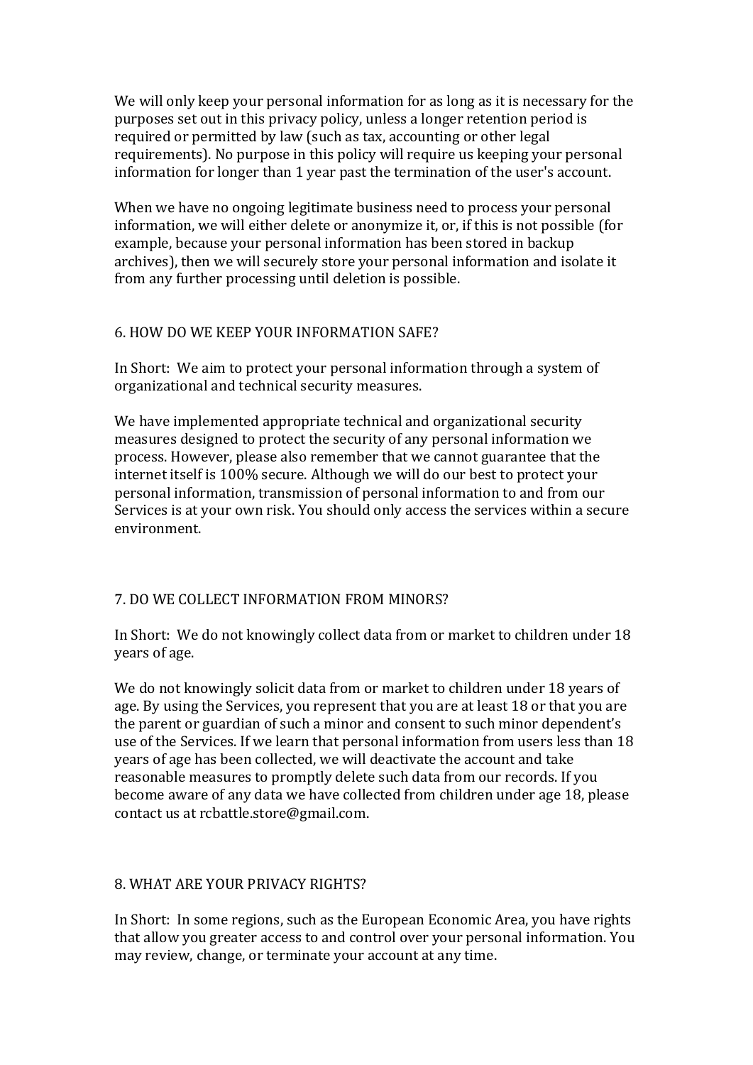We will only keep your personal information for as long as it is necessary for the purposes set out in this privacy policy, unless a longer retention period is required or permitted by law (such as tax, accounting or other legal requirements). No purpose in this policy will require us keeping your personal information for longer than 1 year past the termination of the user's account.

When we have no ongoing legitimate business need to process your personal information, we will either delete or anonymize it, or, if this is not possible (for example, because your personal information has been stored in backup archives), then we will securely store your personal information and isolate it from any further processing until deletion is possible.

## 6. HOW DO WE KEEP YOUR INFORMATION SAFE?

In Short:  We aim to protect your personal information through a system of organizational and technical security measures.

We have implemented appropriate technical and organizational security measures designed to protect the security of any personal information we process. However, please also remember that we cannot guarantee that the internet itself is 100% secure. Although we will do our best to protect your personal information, transmission of personal information to and from our Services is at your own risk. You should only access the services within a secure environment.

## 7. DO WE COLLECT INFORMATION FROM MINORS?

In Short:  We do not knowingly collect data from or market to children under 18 years of age.

We do not knowingly solicit data from or market to children under 18 years of age. By using the Services, you represent that you are at least 18 or that you are the parent or guardian of such a minor and consent to such minor dependent's use of the Services. If we learn that personal information from users less than 18 years of age has been collected, we will deactivate the account and take reasonable measures to promptly delete such data from our records. If you become aware of any data we have collected from children under age 18, please contact us at rcbattle.store@gmail.com.

## 8. WHAT ARE YOUR PRIVACY RIGHTS?

In Short:  In some regions, such as the European Economic Area, you have rights that allow you greater access to and control over your personal information. You may review, change, or terminate your account at any time.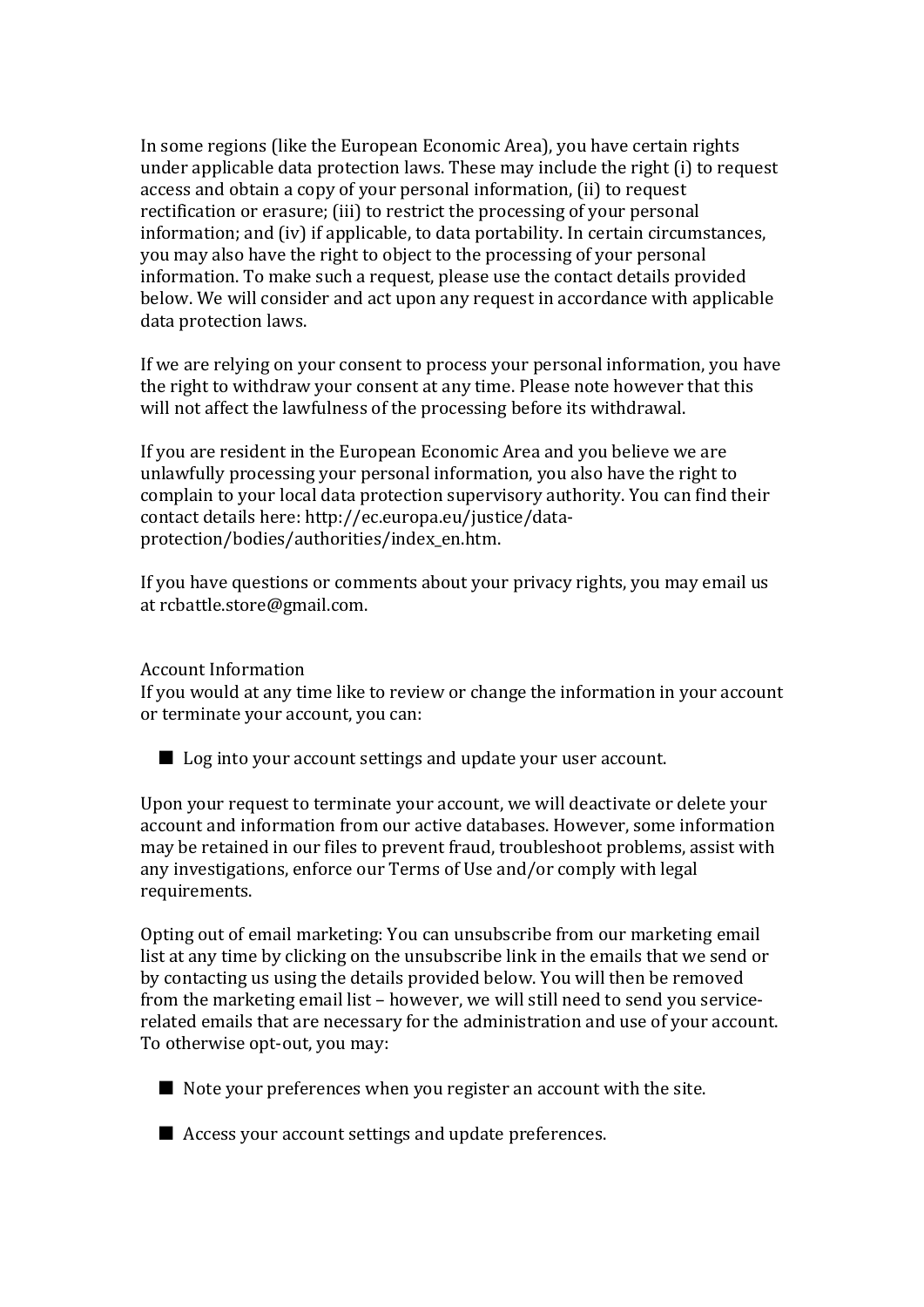In some regions (like the European Economic Area), you have certain rights under applicable data protection laws. These may include the right (i) to request access and obtain a copy of your personal information, (ii) to request rectification or erasure; (iii) to restrict the processing of your personal information; and (iv) if applicable, to data portability. In certain circumstances, you may also have the right to object to the processing of your personal information. To make such a request, please use the contact details provided below. We will consider and act upon any request in accordance with applicable data protection laws.

If we are relying on your consent to process your personal information, you have the right to withdraw your consent at any time. Please note however that this will not affect the lawfulness of the processing before its withdrawal.

If you are resident in the European Economic Area and you believe we are unlawfully processing your personal information, you also have the right to complain to your local data protection supervisory authority. You can find their contact details here: http://ec.europa.eu/justice/data-protection/bodies/authorities/index_en.htm.

If you have questions or comments about your privacy rights, you may email us at rcbattle.store@gmail.com.

Account Information

If you would at any time like to review or change the information in your account or terminate your account, you can:

- Log into your account settings and update your user account.

Upon your request to terminate your account, we will deactivate or delete your account and information from our active databases. However, some information may be retained in our files to prevent fraud, troubleshoot problems, assist with any investigations, enforce our Terms of Use and/or comply with legal requirements.

Opting out of email marketing: You can unsubscribe from our marketing email list at any time by clicking on the unsubscribe link in the emails that we send or by contacting us using the details provided below. You will then be removed from the marketing email list – however, we will still need to send you service-related emails that are necessary for the administration and use of your account. To otherwise opt-out, you may:

- Note your preferences when you register an account with the site.
- Access your account settings and update preferences.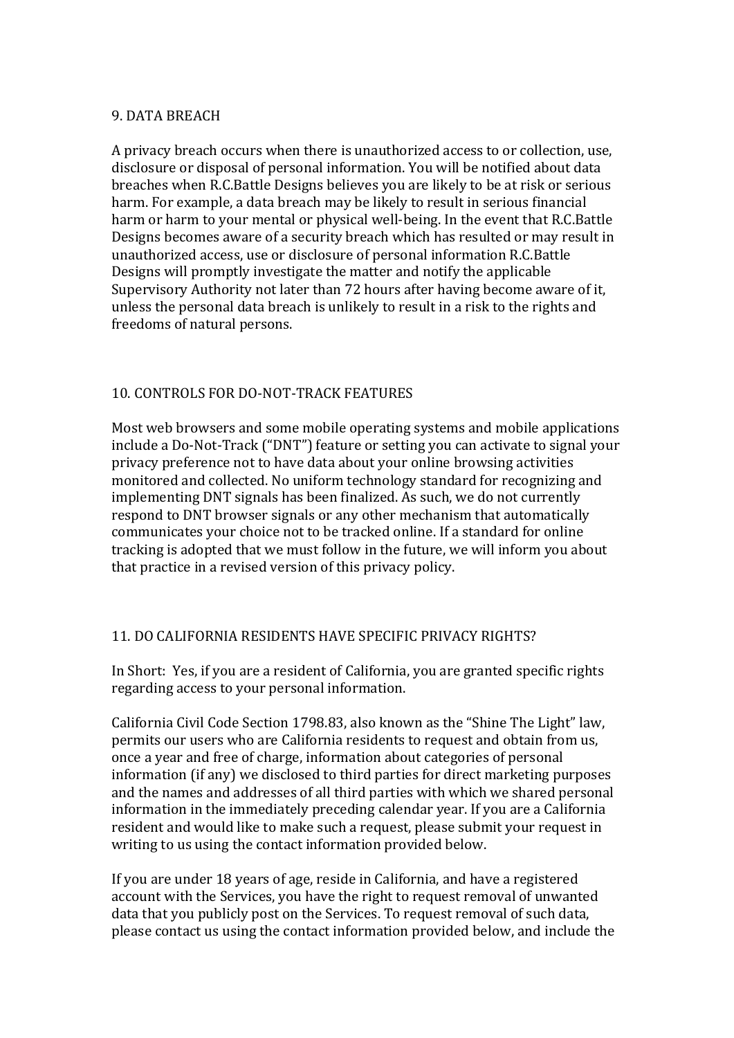## 9. DATA BREACH

A privacy breach occurs when there is unauthorized access to or collection, use, disclosure or disposal of personal information. You will be notified about data breaches when R.C.Battle Designs believes you are likely to be at risk or serious harm. For example, a data breach may be likely to result in serious financial harm or harm to your mental or physical well-being. In the event that R.C.Battle Designs becomes aware of a security breach which has resulted or may result in unauthorized access, use or disclosure of personal information R.C.Battle Designs will promptly investigate the matter and notify the applicable Supervisory Authority not later than 72 hours after having become aware of it, unless the personal data breach is unlikely to result in a risk to the rights and freedoms of natural persons.

## 10. CONTROLS FOR DO-NOT-TRACK FEATURES

Most web browsers and some mobile operating systems and mobile applications include a Do-Not-Track ("DNT") feature or setting you can activate to signal your privacy preference not to have data about your online browsing activities monitored and collected. No uniform technology standard for recognizing and implementing DNT signals has been finalized. As such, we do not currently respond to DNT browser signals or any other mechanism that automatically communicates your choice not to be tracked online. If a standard for online tracking is adopted that we must follow in the future, we will inform you about that practice in a revised version of this privacy policy.

## 11. DO CALIFORNIA RESIDENTS HAVE SPECIFIC PRIVACY RIGHTS?

In Short: Yes, if you are a resident of California, you are granted specific rights regarding access to your personal information.

California Civil Code Section 1798.83, also known as the "Shine The Light" law, permits our users who are California residents to request and obtain from us, once a year and free of charge, information about categories of personal information (if any) we disclosed to third parties for direct marketing purposes and the names and addresses of all third parties with which we shared personal information in the immediately preceding calendar year. If you are a California resident and would like to make such a request, please submit your request in writing to us using the contact information provided below.

If you are under 18 years of age, reside in California, and have a registered account with the Services, you have the right to request removal of unwanted data that you publicly post on the Services. To request removal of such data, please contact us using the contact information provided below, and include the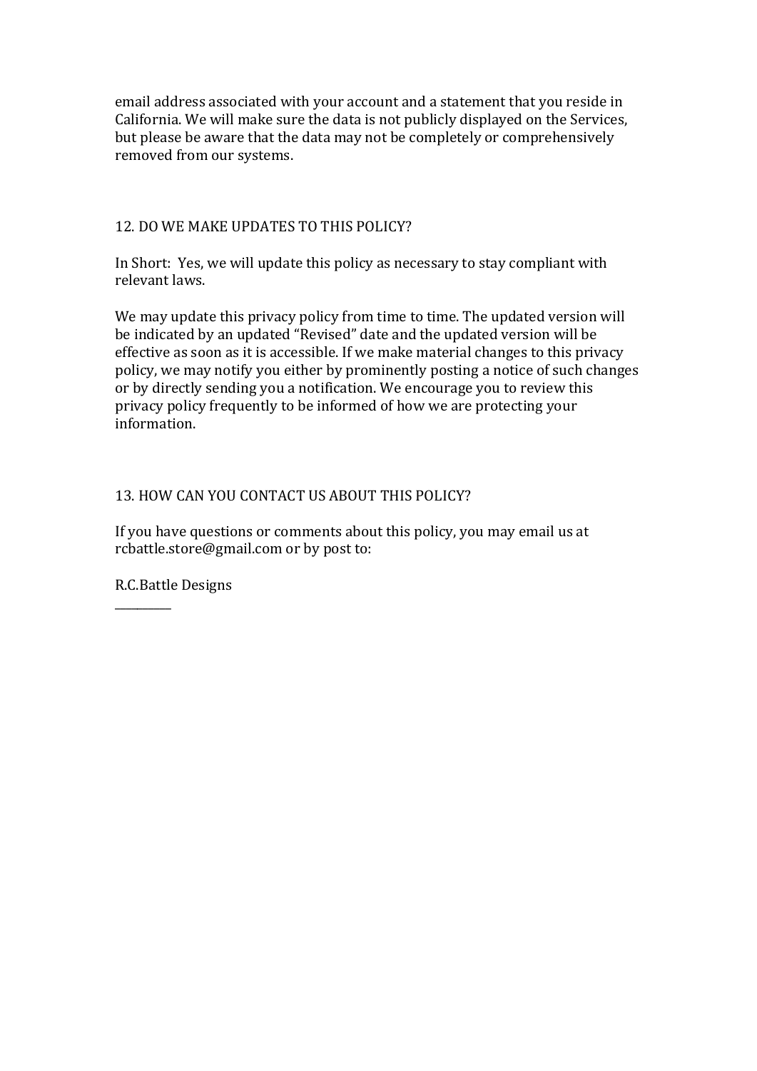email address associated with your account and a statement that you reside in California. We will make sure the data is not publicly displayed on the Services, but please be aware that the data may not be completely or comprehensively removed from our systems.

## 12. DO WE MAKE UPDATES TO THIS POLICY?

In Short: Yes, we will update this policy as necessary to stay compliant with relevant laws.

We may update this privacy policy from time to time. The updated version will be indicated by an updated “Revised” date and the updated version will be effective as soon as it is accessible. If we make material changes to this privacy policy, we may notify you either by prominently posting a notice of such changes or by directly sending you a notification. We encourage you to review this privacy policy frequently to be informed of how we are protecting your information.

## 13. HOW CAN YOU CONTACT US ABOUT THIS POLICY?

If you have questions or comments about this policy, you may email us at rcbattle.store@gmail.com or by post to:

R.C.Battle Designs

__________